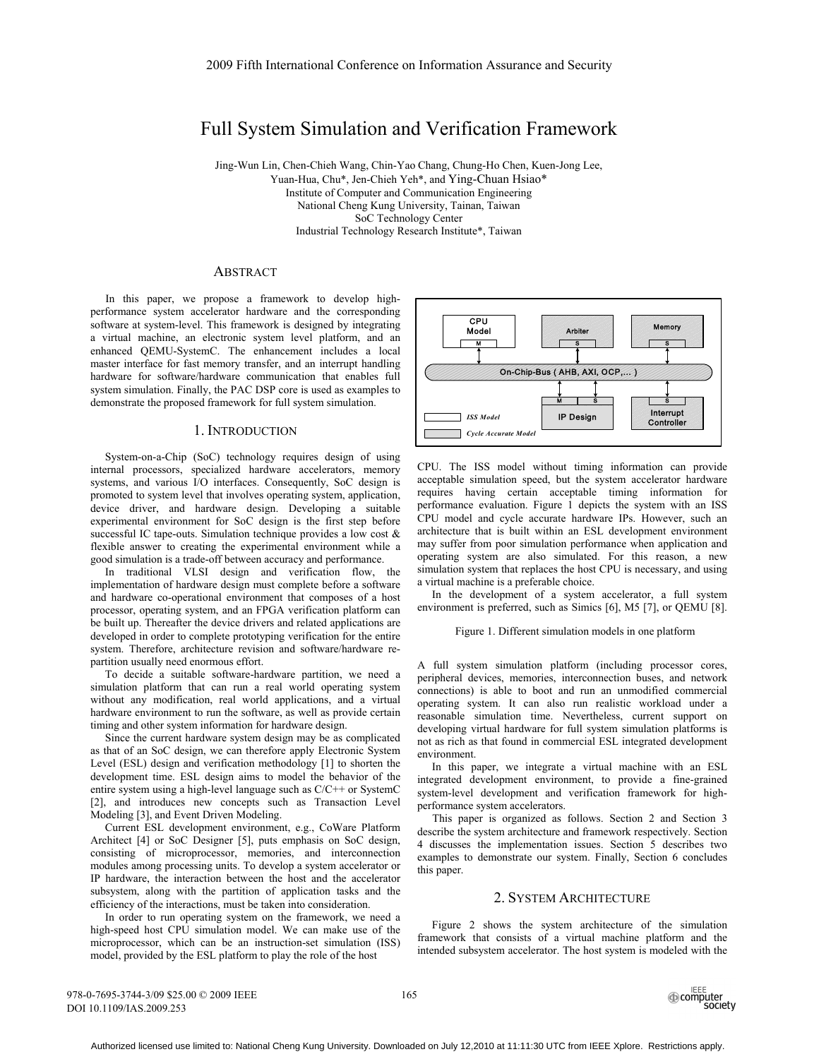# Full System Simulation and Verification Framework

Jing-Wun Lin, Chen-Chieh Wang, Chin-Yao Chang, Chung-Ho Chen, Kuen-Jong Lee, Yuan-Hua, Chu*, Jen-Chieh Yeh*, and Ying-Chuan Hsiao*
Institute of Computer and Communication Engineering
National Cheng Kung University, Tainan, Taiwan
SoC Technology Center
Industrial Technology Research Institute*, Taiwan

## Abstract

In this paper, we propose a framework to develop high-performance system accelerator hardware and the corresponding software at system-level. This framework is designed by integrating a virtual machine, an electronic system level platform, and an enhanced QEMU-SystemC. The enhancement includes a local master interface for fast memory transfer, and an interrupt handling hardware for software/hardware communication that enables full system simulation. Finally, the PAC DSP core is used as examples to demonstrate the proposed framework for full system simulation.

## 1. Introduction

System-on-a-Chip (SoC) technology requires design of using internal processors, specialized hardware accelerators, memory systems, and various I/O interfaces. Consequently, SoC design is promoted to system level that involves operating system, application, device driver, and hardware design. Developing a suitable experimental environment for SoC design is the first step before successful IC tape-outs. Simulation technique provides a low cost & flexible answer to creating the experimental environment while a good simulation is a trade-off between accuracy and performance.

In traditional VLSI design and verification flow, the implementation of hardware design must complete before a software and hardware co-operational environment that composes of a host processor, operating system, and an FPGA verification platform can be built up. Thereafter the device drivers and related applications are developed in order to complete prototyping verification for the entire system. Therefore, architecture revision and software/hardware re-partition usually need enormous effort.

To decide a suitable software-hardware partition, we need a simulation platform that can run a real world operating system without any modification, real world applications, and a virtual hardware environment to run the software, as well as provide certain timing and other system information for hardware design.

Since the current hardware system design may be as complicated as that of an SoC design, we can therefore apply Electronic System Level (ESL) design and verification methodology [1] to shorten the development time. ESL design aims to model the behavior of the entire system using a high-level language such as C/C++ or SystemC [2], and introduces new concepts such as Transaction Level Modeling [3], and Event Driven Modeling.

Current ESL development environment, e.g., CoWare Platform Architect [4] or SoC Designer [5], puts emphasis on SoC design, consisting of microprocessor, memories, and interconnection modules among processing units. To develop a system accelerator or IP hardware, the interaction between the host and the accelerator subsystem, along with the partition of application tasks and the efficiency of the interactions, must be taken into consideration.

In order to run operating system on the framework, we need a high-speed host CPU simulation model. We can make use of the microprocessor, which can be an instruction-set simulation (ISS) model, provided by the ESL platform to play the role of the host CPU. The ISS model without timing information can provide acceptable simulation speed, but the system accelerator hardware requires having certain acceptable timing information for performance evaluation. Figure 1 depicts the system with an ISS CPU model and cycle accurate hardware IPs. However, such an architecture that is built within an ESL development environment may suffer from poor simulation performance when application and operating system are also simulated. For this reason, a new simulation system that replaces the host CPU is necessary, and using a virtual machine is a preferable choice.

CPU Model
M
Arbiter
S
Memory
S
On-Chip-Bus ( AHB, AXI, OCP,... )
M S
IP Design
S
Interrupt Controller
ISS Model
Cycle Accurate Model

Figure 1. Different simulation models in one platform

In the development of a system accelerator, a full system environment is preferred, such as Simics [6], M5 [7], or QEMU [8]. A full system simulation platform (including processor cores, peripheral devices, memories, interconnection buses, and network connections) is able to boot and run an unmodified commercial operating system. It can also run realistic workload under a reasonable simulation time. Nevertheless, current support on developing virtual hardware for full system simulation platforms is not as rich as that found in commercial ESL integrated development environment.

In this paper, we integrate a virtual machine with an ESL integrated development environment, to provide a fine-grained system-level development and verification framework for high-performance system accelerators.

This paper is organized as follows. Section 2 and Section 3 describe the system architecture and framework respectively. Section 4 discusses the implementation issues. Section 5 describes two examples to demonstrate our system. Finally, Section 6 concludes this paper.

## 2. System Architecture

Figure 2 shows the system architecture of the simulation framework that consists of a virtual machine platform and the intended subsystem accelerator. The host system is modeled with the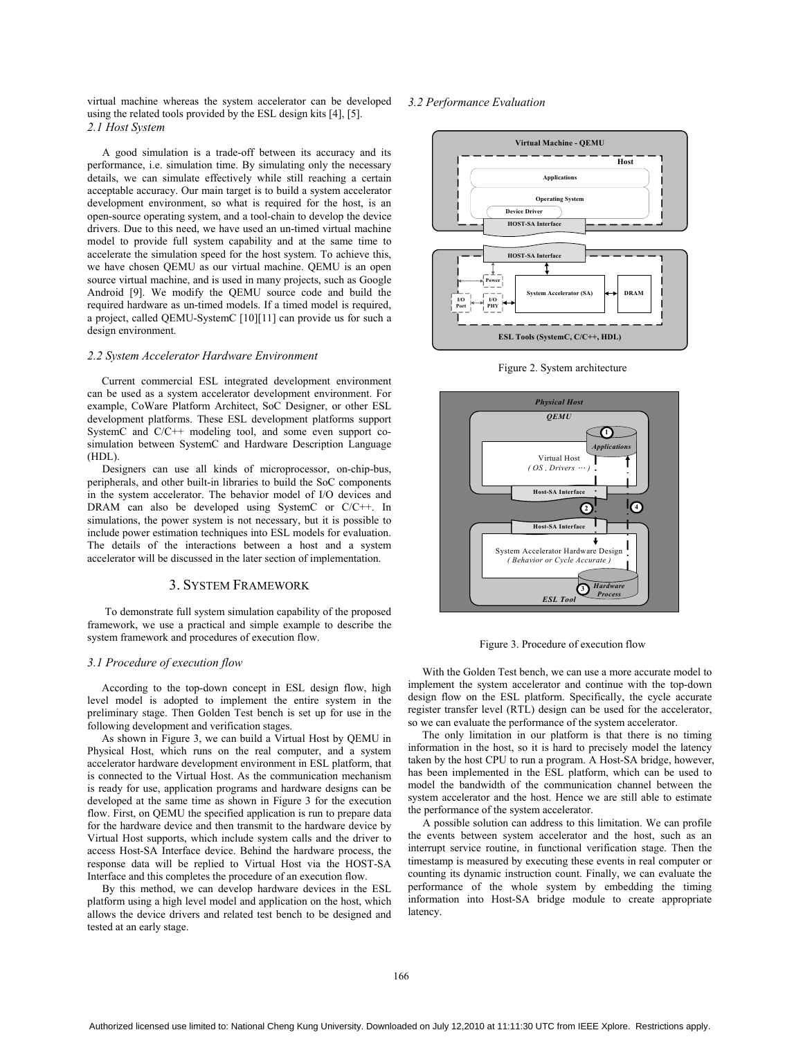virtual machine whereas the system accelerator can be developed using the related tools provided by the ESL design kits [4], [5].

### 2.1 Host System

A good simulation is a trade-off between its accuracy and its performance, i.e. simulation time. By simulating only the necessary details, we can simulate effectively while still reaching a certain acceptable accuracy. Our main target is to build a system accelerator development environment, so what is required for the host, is an open-source operating system, and a tool-chain to develop the device drivers. Due to this need, we have used an un-timed virtual machine model to provide full system capability and at the same time to accelerate the simulation speed for the host system. To achieve this, we have chosen QEMU as our virtual machine. QEMU is an open source virtual machine, and is used in many projects, such as Google Android [9]. We modify the QEMU source code and build the required hardware as un-timed models. If a timed model is required, a project, called QEMU-SystemC [10][11] can provide us for such a design environment.

### 2.2 System Accelerator Hardware Environment

Current commercial ESL integrated development environment can be used as a system accelerator development environment. For example, CoWare Platform Architect, SoC Designer, or other ESL development platforms. These ESL development platforms support SystemC and C/C++ modeling tool, and some even support co-simulation between SystemC and Hardware Description Language (HDL).

Designers can use all kinds of microprocessor, on-chip-bus, peripherals, and other built-in libraries to build the SoC components in the system accelerator. The behavior model of I/O devices and DRAM can also be developed using SystemC or C/C++. In simulations, the power system is not necessary, but it is possible to include power estimation techniques into ESL models for evaluation. The details of the interactions between a host and a system accelerator will be discussed in the later section of implementation.

## 3. SYSTEM FRAMEWORK

To demonstrate full system simulation capability of the proposed framework, we use a practical and simple example to describe the system framework and procedures of execution flow.

### 3.1 Procedure of execution flow

According to the top-down concept in ESL design flow, high level model is adopted to implement the entire system in the preliminary stage. Then Golden Test bench is set up for use in the following development and verification stages.

As shown in Figure 3, we can build a Virtual Host by QEMU in Physical Host, which runs on the real computer, and a system accelerator hardware development environment in ESL platform, that is connected to the Virtual Host. As the communication mechanism is ready for use, application programs and hardware designs can be developed at the same time as shown in Figure 3 for the execution flow. First, on QEMU the specified application is run to prepare data for the hardware device and then transmit to the hardware device by Virtual Host supports, which include system calls and the driver to access Host-SA Interface device. Behind the hardware process, the response data will be replied to Virtual Host via the HOST-SA Interface and this completes the procedure of an execution flow.

By this method, we can develop hardware devices in the ESL platform using a high level model and application on the host, which allows the device drivers and related test bench to be designed and tested at an early stage.

### 3.2 Performance Evaluation

Figure 2. System architecture

Figure 3. Procedure of execution flow

With the Golden Test bench, we can use a more accurate model to implement the system accelerator and continue with the top-down design flow on the ESL platform. Specifically, the cycle accurate register transfer level (RTL) design can be used for the accelerator, so we can evaluate the performance of the system accelerator.

The only limitation in our platform is that there is no timing information in the host, so it is hard to precisely model the latency taken by the host CPU to run a program. A Host-SA bridge, however, has been implemented in the ESL platform, which can be used to model the bandwidth of the communication channel between the system accelerator and the host. Hence we are still able to estimate the performance of the system accelerator.

A possible solution can address to this limitation. We can profile the events between system accelerator and the host, such as an interrupt service routine, in functional verification stage. Then the timestamp is measured by executing these events in real computer or counting its dynamic instruction count. Finally, we can evaluate the performance of the whole system by embedding the timing information into Host-SA bridge module to create appropriate latency.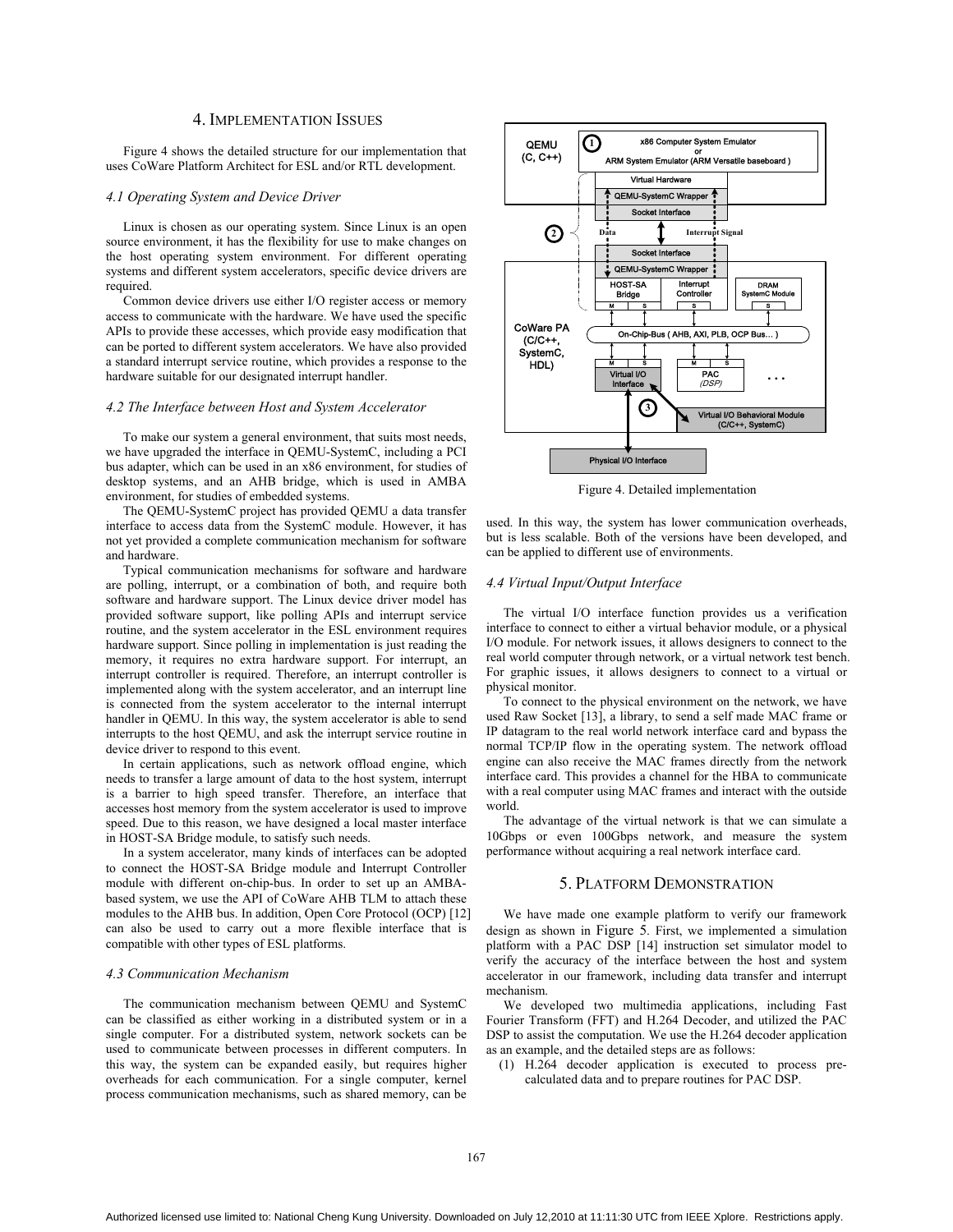## 4. IMPLEMENTATION ISSUES

Figure 4 shows the detailed structure for our implementation that uses CoWare Platform Architect for ESL and/or RTL development.

### *4.1 Operating System and Device Driver*

Linux is chosen as our operating system. Since Linux is an open source environment, it has the flexibility for use to make changes on the host operating system environment. For different operating systems and different system accelerators, specific device drivers are required.

Common device drivers use either I/O register access or memory access to communicate with the hardware. We have used the specific APIs to provide these accesses, which provide easy modification that can be ported to different system accelerators. We have also provided a standard interrupt service routine, which provides a response to the hardware suitable for our designated interrupt handler.

### *4.2 The Interface between Host and System Accelerator*

To make our system a general environment, that suits most needs, we have upgraded the interface in QEMU-SystemC, including a PCI bus adapter, which can be used in an x86 environment, for studies of desktop systems, and an AHB bridge, which is used in AMBA environment, for studies of embedded systems.

The QEMU-SystemC project has provided QEMU a data transfer interface to access data from the SystemC module. However, it has not yet provided a complete communication mechanism for software and hardware.

Typical communication mechanisms for software and hardware are polling, interrupt, or a combination of both, and require both software and hardware support. The Linux device driver model has provided software support, like polling APIs and interrupt service routine, and the system accelerator in the ESL environment requires hardware support. Since polling in implementation is just reading the memory, it requires no extra hardware support. For interrupt, an interrupt controller is required. Therefore, an interrupt controller is implemented along with the system accelerator, and an interrupt line is connected from the system accelerator to the internal interrupt handler in QEMU. In this way, the system accelerator is able to send interrupts to the host QEMU, and ask the interrupt service routine in device driver to respond to this event.

In certain applications, such as network offload engine, which needs to transfer a large amount of data to the host system, interrupt is a barrier to high speed transfer. Therefore, an interface that accesses host memory from the system accelerator is used to improve speed. Due to this reason, we have designed a local master interface in HOST-SA Bridge module, to satisfy such needs.

In a system accelerator, many kinds of interfaces can be adopted to connect the HOST-SA Bridge module and Interrupt Controller module with different on-chip-bus. In order to set up an AMBA-based system, we use the API of CoWare AHB TLM to attach these modules to the AHB bus. In addition, Open Core Protocol (OCP) [12] can also be used to carry out a more flexible interface that is compatible with other types of ESL platforms.

### *4.3 Communication Mechanism*

The communication mechanism between QEMU and SystemC can be classified as either working in a distributed system or in a single computer. For a distributed system, network sockets can be used to communicate between processes in different computers. In this way, the system can be expanded easily, but requires higher overheads for each communication. For a single computer, kernel process communication mechanisms, such as shared memory, can be used. In this way, the system has lower communication overheads, but is less scalable. Both of the versions have been developed, and can be applied to different use of environments.

Figure 4. Detailed implementation

### *4.4 Virtual Input/Output Interface*

The virtual I/O interface function provides us a verification interface to connect to either a virtual behavior module, or a physical I/O module. For network issues, it allows designers to connect to the real world computer through network, or a virtual network test bench. For graphic issues, it allows designers to connect to a virtual or physical monitor.

To connect to the physical environment on the network, we have used Raw Socket [13], a library, to send a self made MAC frame or IP datagram to the real world network interface card and bypass the normal TCP/IP flow in the operating system. The network offload engine can also receive the MAC frames directly from the network interface card. This provides a channel for the HBA to communicate with a real computer using MAC frames and interact with the outside world.

The advantage of the virtual network is that we can simulate a 10Gbps or even 100Gbps network, and measure the system performance without acquiring a real network interface card.

## 5. PLATFORM DEMONSTRATION

We have made one example platform to verify our framework design as shown in Figure 5. First, we implemented a simulation platform with a PAC DSP [14] instruction set simulator model to verify the accuracy of the interface between the host and system accelerator in our framework, including data transfer and interrupt mechanism.

We developed two multimedia applications, including Fast Fourier Transform (FFT) and H.264 Decoder, and utilized the PAC DSP to assist the computation. We use the H.264 decoder application as an example, and the detailed steps are as follows:

(1) H.264 decoder application is executed to process pre-calculated data and to prepare routines for PAC DSP.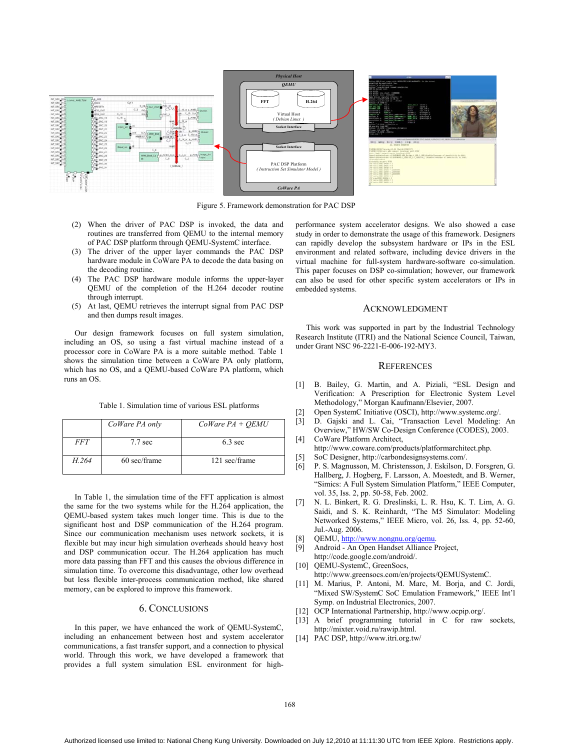Figure 5. Framework demonstration for PAC DSP

(2) When the driver of PAC DSP is invoked, the data and routines are transferred from QEMU to the internal memory of PAC DSP platform through QEMU-SystemC interface.
(3) The driver of the upper layer commands the PAC DSP hardware module in CoWare PA to decode the data basing on the decoding routine.
(4) The PAC DSP hardware module informs the upper-layer QEMU of the completion of the H.264 decoder routine through interrupt.
(5) At last, QEMU retrieves the interrupt signal from PAC DSP and then dumps result images.

Our design framework focuses on full system simulation, including an OS, so using a fast virtual machine instead of a processor core in CoWare PA is a more suitable method. Table 1 shows the simulation time between a CoWare PA only platform, which has no OS, and a QEMU-based CoWare PA platform, which runs an OS.

Table 1. Simulation time of various ESL platforms

| | *CoWare PA only* | *CoWare PA + QEMU* |
|---|---|---|
| *FFT* | 7.7 sec | 6.3 sec |
| *H.264* | 60 sec/frame | 121 sec/frame |

In Table 1, the simulation time of the FFT application is almost the same for the two systems while for the H.264 application, the QEMU-based system takes much longer time. This is due to the significant host and DSP communication of the H.264 program. Since our communication mechanism uses network sockets, it is flexible but may incur high simulation overheads should heavy host and DSP communication occur. The H.264 application has much more data passing than FFT and this causes the obvious difference in simulation time. To overcome this disadvantage, other low overhead but less flexible inter-process communication method, like shared memory, can be explored to improve this framework.

## 6. Conclusions

In this paper, we have enhanced the work of QEMU-SystemC, including an enhancement between host and system accelerator communications, a fast transfer support, and a connection to physical world. Through this work, we have developed a framework that provides a full system simulation ESL environment for high-performance system accelerator designs. We also showed a case study in order to demonstrate the usage of this framework. Designers can rapidly develop the subsystem hardware or IPs in the ESL environment and related software, including device drivers in the virtual machine for full-system hardware-software co-simulation. This paper focuses on DSP co-simulation; however, our framework can also be used for other specific system accelerators or IPs in embedded systems.

## Acknowledgment

This work was supported in part by the Industrial Technology Research Institute (ITRI) and the National Science Council, Taiwan, under Grant NSC 96-2221-E-006-192-MY3.

## References

[1] B. Bailey, G. Martin, and A. Piziali, "ESL Design and Verification: A Prescription for Electronic System Level Methodology," Morgan Kaufmann/Elsevier, 2007.

[2] Open SystemC Initiative (OSCI), http://www.systemc.org/.

[3] D. Gajski and L. Cai, "Transaction Level Modeling: An Overview," HW/SW Co-Design Conference (CODES), 2003.

[4] CoWare Platform Architect, http://www.coware.com/products/platformarchitect.php.

[5] SoC Designer, http://carbondesignsystems.com/.

[6] P. S. Magnusson, M. Christensson, J. Eskilson, D. Forsgren, G. Hallberg, J. Hogberg, F. Larsson, A. Moestedt, and B. Werner, "Simics: A Full System Simulation Platform," IEEE Computer, vol. 35, Iss. 2, pp. 50-58, Feb. 2002.

[7] N. L. Binkert, R. G. Dreslinski, L. R. Hsu, K. T. Lim, A. G. Saidi, and S. K. Reinhardt, "The M5 Simulator: Modeling Networked Systems," IEEE Micro, vol. 26, Iss. 4, pp. 52-60, Jul.-Aug. 2006.

[8] QEMU, http://www.nongnu.org/qemu.

[9] Android - An Open Handset Alliance Project, http://code.google.com/android/.

[10] QEMU-SystemC, GreenSocs, http://www.greensocs.com/en/projects/QEMUSystemC.

[11] M. Marius, P. Antoni, M. Marc, M. Borja, and C. Jordi, "Mixed SW/SystemC SoC Emulation Framework," IEEE Int'l Symp. on Industrial Electronics, 2007.

[12] OCP International Partnership, http://www.ocpip.org/.

[13] A brief programming tutorial in C for raw sockets, http://mixter.void.ru/rawip.html.

[14] PAC DSP, http://www.itri.org.tw/